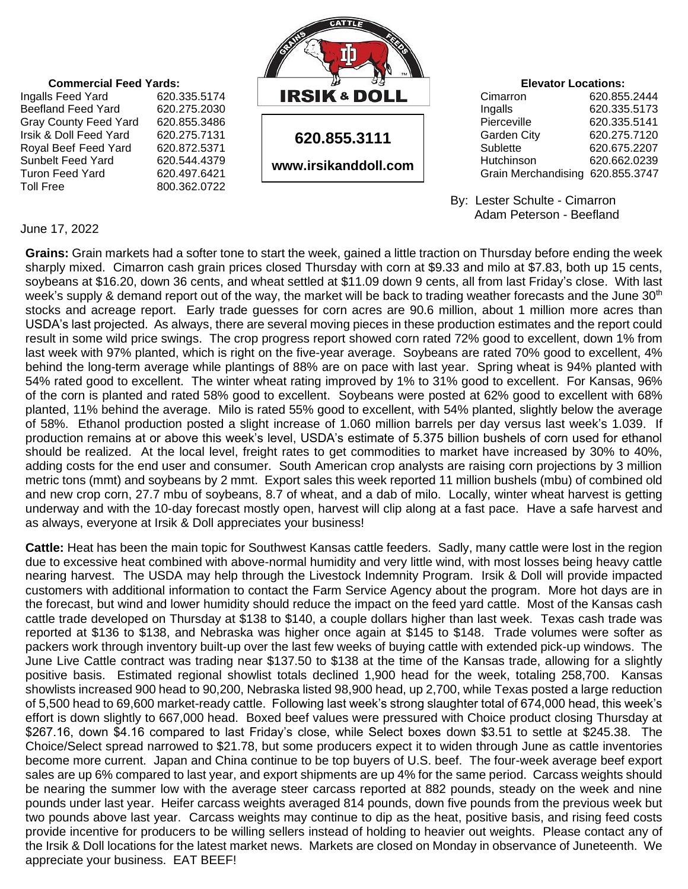**Commercial Feed Yards:**

| | |
|---|---|
| Ingalls Feed Yard | 620.335.5174 |
| Beefland Feed Yard | 620.275.2030 |
| Gray County Feed Yard | 620.855.3486 |
| Irsik & Doll Feed Yard | 620.275.7131 |
| Royal Beef Feed Yard | 620.872.5371 |
| Sunbelt Feed Yard | 620.544.4379 |
| Turon Feed Yard | 620.497.6421 |
| Toll Free | 800.362.0722 |

**IRSIK & DOLL**

**620.855.3111**

**www.irsikanddoll.com**

**Elevator Locations:**

| | |
|---|---|
| Cimarron | 620.855.2444 |
| Ingalls | 620.335.5173 |
| Pierceville | 620.335.5141 |
| Garden City | 620.275.7120 |
| Sublette | 620.675.2207 |
| Hutchinson | 620.662.0239 |
| Grain Merchandising | 620.855.3747 |

By: Lester Schulte - Cimarron
Adam Peterson - Beefland

June 17, 2022

**Grains:** Grain markets had a softer tone to start the week, gained a little traction on Thursday before ending the week sharply mixed. Cimarron cash grain prices closed Thursday with corn at $9.33 and milo at $7.83, both up 15 cents, soybeans at $16.20, down 36 cents, and wheat settled at $11.09 down 9 cents, all from last Friday's close. With last week's supply & demand report out of the way, the market will be back to trading weather forecasts and the June 30th stocks and acreage report. Early trade guesses for corn acres are 90.6 million, about 1 million more acres than USDA's last projected. As always, there are several moving pieces in these production estimates and the report could result in some wild price swings. The crop progress report showed corn rated 72% good to excellent, down 1% from last week with 97% planted, which is right on the five-year average. Soybeans are rated 70% good to excellent, 4% behind the long-term average while plantings of 88% are on pace with last year. Spring wheat is 94% planted with 54% rated good to excellent. The winter wheat rating improved by 1% to 31% good to excellent. For Kansas, 96% of the corn is planted and rated 58% good to excellent. Soybeans were posted at 62% good to excellent with 68% planted, 11% behind the average. Milo is rated 55% good to excellent, with 54% planted, slightly below the average of 58%. Ethanol production posted a slight increase of 1.060 million barrels per day versus last week's 1.039. If production remains at or above this week's level, USDA's estimate of 5.375 billion bushels of corn used for ethanol should be realized. At the local level, freight rates to get commodities to market have increased by 30% to 40%, adding costs for the end user and consumer. South American crop analysts are raising corn projections by 3 million metric tons (mmt) and soybeans by 2 mmt. Export sales this week reported 11 million bushels (mbu) of combined old and new crop corn, 27.7 mbu of soybeans, 8.7 of wheat, and a dab of milo. Locally, winter wheat harvest is getting underway and with the 10-day forecast mostly open, harvest will clip along at a fast pace. Have a safe harvest and as always, everyone at Irsik & Doll appreciates your business!

**Cattle:** Heat has been the main topic for Southwest Kansas cattle feeders. Sadly, many cattle were lost in the region due to excessive heat combined with above-normal humidity and very little wind, with most losses being heavy cattle nearing harvest. The USDA may help through the Livestock Indemnity Program. Irsik & Doll will provide impacted customers with additional information to contact the Farm Service Agency about the program. More hot days are in the forecast, but wind and lower humidity should reduce the impact on the feed yard cattle. Most of the Kansas cash cattle trade developed on Thursday at $138 to $140, a couple dollars higher than last week. Texas cash trade was reported at $136 to $138, and Nebraska was higher once again at $145 to $148. Trade volumes were softer as packers work through inventory built-up over the last few weeks of buying cattle with extended pick-up windows. The June Live Cattle contract was trading near $137.50 to $138 at the time of the Kansas trade, allowing for a slightly positive basis. Estimated regional showlist totals declined 1,900 head for the week, totaling 258,700. Kansas showlists increased 900 head to 90,200, Nebraska listed 98,900 head, up 2,700, while Texas posted a large reduction of 5,500 head to 69,600 market-ready cattle. Following last week's strong slaughter total of 674,000 head, this week's effort is down slightly to 667,000 head. Boxed beef values were pressured with Choice product closing Thursday at $267.16, down $4.16 compared to last Friday's close, while Select boxes down $3.51 to settle at $245.38. The Choice/Select spread narrowed to $21.78, but some producers expect it to widen through June as cattle inventories become more current. Japan and China continue to be top buyers of U.S. beef. The four-week average beef export sales are up 6% compared to last year, and export shipments are up 4% for the same period. Carcass weights should be nearing the summer low with the average steer carcass reported at 882 pounds, steady on the week and nine pounds under last year. Heifer carcass weights averaged 814 pounds, down five pounds from the previous week but two pounds above last year. Carcass weights may continue to dip as the heat, positive basis, and rising feed costs provide incentive for producers to be willing sellers instead of holding to heavier out weights. Please contact any of the Irsik & Doll locations for the latest market news. Markets are closed on Monday in observance of Juneteenth. We appreciate your business. EAT BEEF!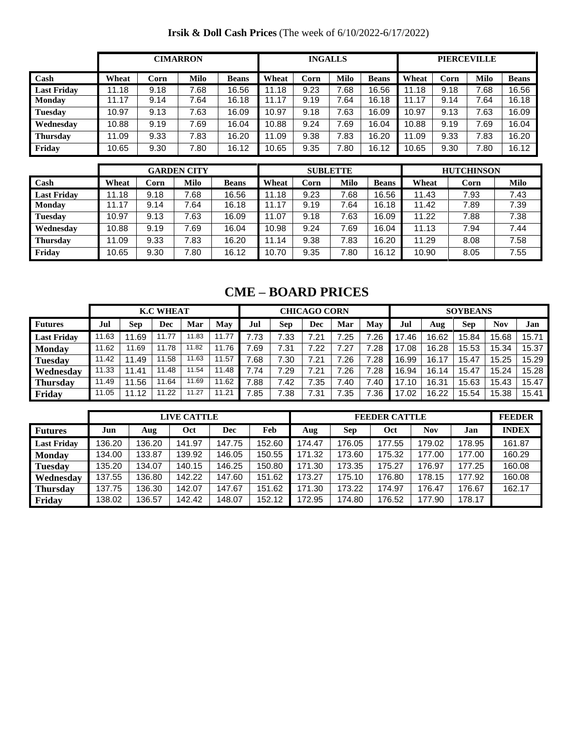**Irsik & Doll Cash Prices** (The week of 6/10/2022-6/17/2022)

| | CIMARRON | | | | INGALLS | | | | PIERCEVILLE | | | |
|---|---|---|---|---|---|---|---|---|---|---|---|---|
| **Cash** | **Wheat** | **Corn** | **Milo** | **Beans** | **Wheat** | **Corn** | **Milo** | **Beans** | **Wheat** | **Corn** | **Milo** | **Beans** |
| **Last Friday** | 11.18 | 9.18 | 7.68 | 16.56 | 11.18 | 9.23 | 7.68 | 16.56 | 11.18 | 9.18 | 7.68 | 16.56 |
| **Monday** | 11.17 | 9.14 | 7.64 | 16.18 | 11.17 | 9.19 | 7.64 | 16.18 | 11.17 | 9.14 | 7.64 | 16.18 |
| **Tuesday** | 10.97 | 9.13 | 7.63 | 16.09 | 10.97 | 9.18 | 7.63 | 16.09 | 10.97 | 9.13 | 7.63 | 16.09 |
| **Wednesday** | 10.88 | 9.19 | 7.69 | 16.04 | 10.88 | 9.24 | 7.69 | 16.04 | 10.88 | 9.19 | 7.69 | 16.04 |
| **Thursday** | 11.09 | 9.33 | 7.83 | 16.20 | 11.09 | 9.38 | 7.83 | 16.20 | 11.09 | 9.33 | 7.83 | 16.20 |
| **Friday** | 10.65 | 9.30 | 7.80 | 16.12 | 10.65 | 9.35 | 7.80 | 16.12 | 10.65 | 9.30 | 7.80 | 16.12 |

| | GARDEN CITY | | | | SUBLETTE | | | | HUTCHINSON | | |
|---|---|---|---|---|---|---|---|---|---|---|---|
| **Cash** | **Wheat** | **Corn** | **Milo** | **Beans** | **Wheat** | **Corn** | **Milo** | **Beans** | **Wheat** | **Corn** | **Milo** |
| **Last Friday** | 11.18 | 9.18 | 7.68 | 16.56 | 11.18 | 9.23 | 7.68 | 16.56 | 11.43 | 7.93 | 7.43 |
| **Monday** | 11.17 | 9.14 | 7.64 | 16.18 | 11.17 | 9.19 | 7.64 | 16.18 | 11.42 | 7.89 | 7.39 |
| **Tuesday** | 10.97 | 9.13 | 7.63 | 16.09 | 11.07 | 9.18 | 7.63 | 16.09 | 11.22 | 7.88 | 7.38 |
| **Wednesday** | 10.88 | 9.19 | 7.69 | 16.04 | 10.98 | 9.24 | 7.69 | 16.04 | 11.13 | 7.94 | 7.44 |
| **Thursday** | 11.09 | 9.33 | 7.83 | 16.20 | 11.14 | 9.38 | 7.83 | 16.20 | 11.29 | 8.08 | 7.58 |
| **Friday** | 10.65 | 9.30 | 7.80 | 16.12 | 10.70 | 9.35 | 7.80 | 16.12 | 10.90 | 8.05 | 7.55 |

# CME – BOARD PRICES

| | K.C WHEAT | | | | | CHICAGO CORN | | | | | SOYBEANS | | | | |
|---|---|---|---|---|---|---|---|---|---|---|---|---|---|---|---|
| **Futures** | **Jul** | **Sep** | **Dec** | **Mar** | **May** | **Jul** | **Sep** | **Dec** | **Mar** | **May** | **Jul** | **Aug** | **Sep** | **Nov** | **Jan** |
| **Last Friday** | 11.63 | 11.69 | 11.77 | 11.83 | 11.77 | 7.73 | 7.33 | 7.21 | 7.25 | 7.26 | 17.46 | 16.62 | 15.84 | 15.68 | 15.71 |
| **Monday** | 11.62 | 11.69 | 11.78 | 11.82 | 11.76 | 7.69 | 7.31 | 7.22 | 7.27 | 7.28 | 17.08 | 16.28 | 15.53 | 15.34 | 15.37 |
| **Tuesday** | 11.42 | 11.49 | 11.58 | 11.63 | 11.57 | 7.68 | 7.30 | 7.21 | 7.26 | 7.28 | 16.99 | 16.17 | 15.47 | 15.25 | 15.29 |
| **Wednesday** | 11.33 | 11.41 | 11.48 | 11.54 | 11.48 | 7.74 | 7.29 | 7.21 | 7.26 | 7.28 | 16.94 | 16.14 | 15.47 | 15.24 | 15.28 |
| **Thursday** | 11.49 | 11.56 | 11.64 | 11.69 | 11.62 | 7.88 | 7.42 | 7.35 | 7.40 | 7.40 | 17.10 | 16.31 | 15.63 | 15.43 | 15.47 |
| **Friday** | 11.05 | 11.12 | 11.22 | 11.27 | 11.21 | 7.85 | 7.38 | 7.31 | 7.35 | 7.36 | 17.02 | 16.22 | 15.54 | 15.38 | 15.41 |

| | LIVE CATTLE | | | | | FEEDER CATTLE | | | | | FEEDER |
|---|---|---|---|---|---|---|---|---|---|---|---|
| **Futures** | **Jun** | **Aug** | **Oct** | **Dec** | **Feb** | **Aug** | **Sep** | **Oct** | **Nov** | **Jan** | **INDEX** |
| **Last Friday** | 136.20 | 136.20 | 141.97 | 147.75 | 152.60 | 174.47 | 176.05 | 177.55 | 179.02 | 178.95 | 161.87 |
| **Monday** | 134.00 | 133.87 | 139.92 | 146.05 | 150.55 | 171.32 | 173.60 | 175.32 | 177.00 | 177.00 | 160.29 |
| **Tuesday** | 135.20 | 134.07 | 140.15 | 146.25 | 150.80 | 171.30 | 173.35 | 175.27 | 176.97 | 177.25 | 160.08 |
| **Wednesday** | 137.55 | 136.80 | 142.22 | 147.60 | 151.62 | 173.27 | 175.10 | 176.80 | 178.15 | 177.92 | 160.08 |
| **Thursday** | 137.75 | 136.30 | 142.07 | 147.67 | 151.62 | 171.30 | 173.22 | 174.97 | 176.47 | 176.67 | 162.17 |
| **Friday** | 138.02 | 136.57 | 142.42 | 148.07 | 152.12 | 172.95 | 174.80 | 176.52 | 177.90 | 178.17 | |